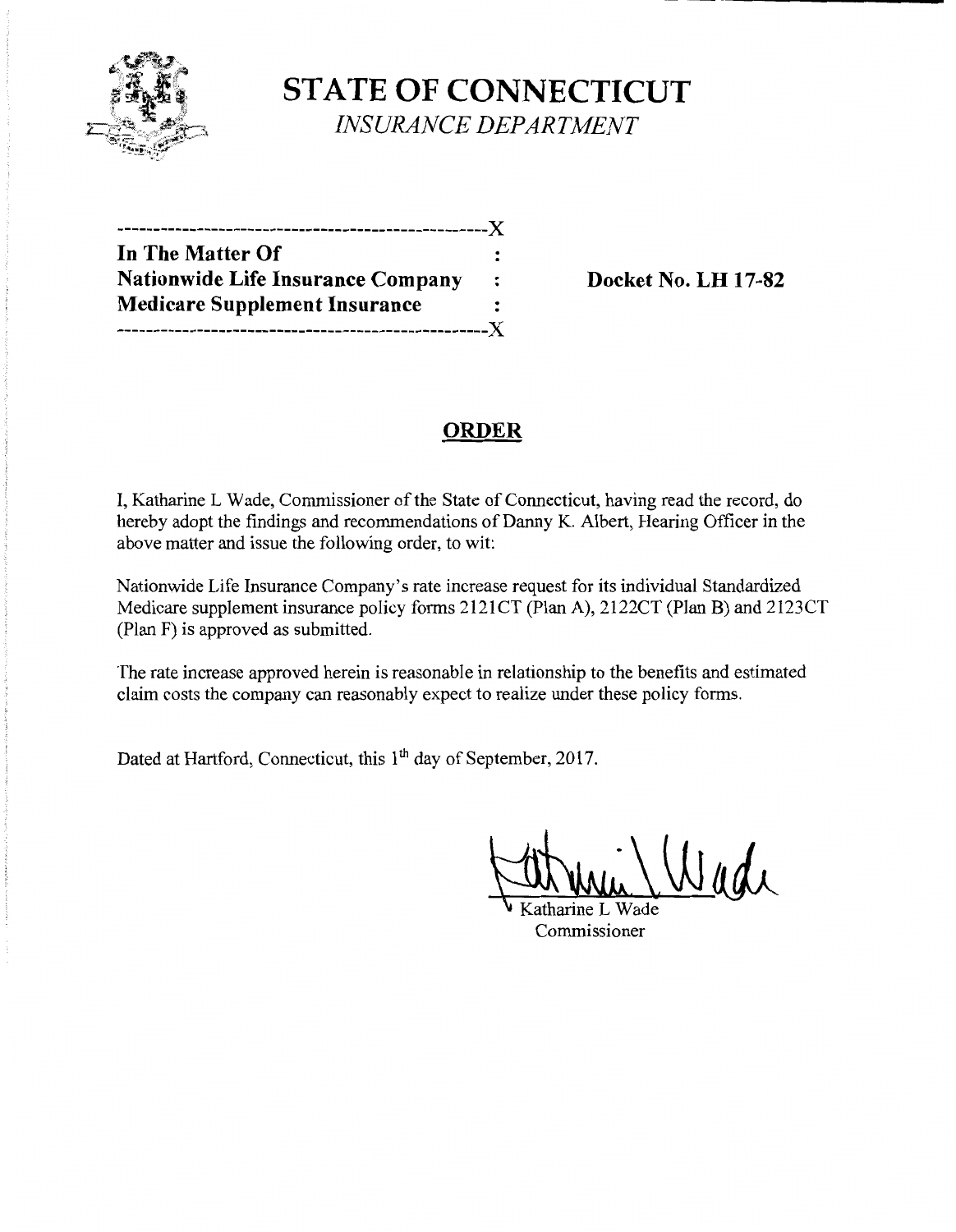# STATE OF CONNECTICUT

*INSURANCE DEPARTMENT*

---------------------------------------------------X

**In The Matter Of** :
**Nationwide Life Insurance Company** : **Docket No. LH 17-82**
**Medicare Supplement Insurance** :

---------------------------------------------------X

## ORDER

I, Katharine L Wade, Commissioner of the State of Connecticut, having read the record, do hereby adopt the findings and recommendations of Danny K. Albert, Hearing Officer in the above matter and issue the following order, to wit:

Nationwide Life Insurance Company's rate increase request for its individual Standardized Medicare supplement insurance policy forms 2121CT (Plan A), 2122CT (Plan B) and 2123CT (Plan F) is approved as submitted.

The rate increase approved herein is reasonable in relationship to the benefits and estimated claim costs the company can reasonably expect to realize under these policy forms.

Dated at Hartford, Connecticut, this 1th day of September, 2017.

Katharine L Wade
Commissioner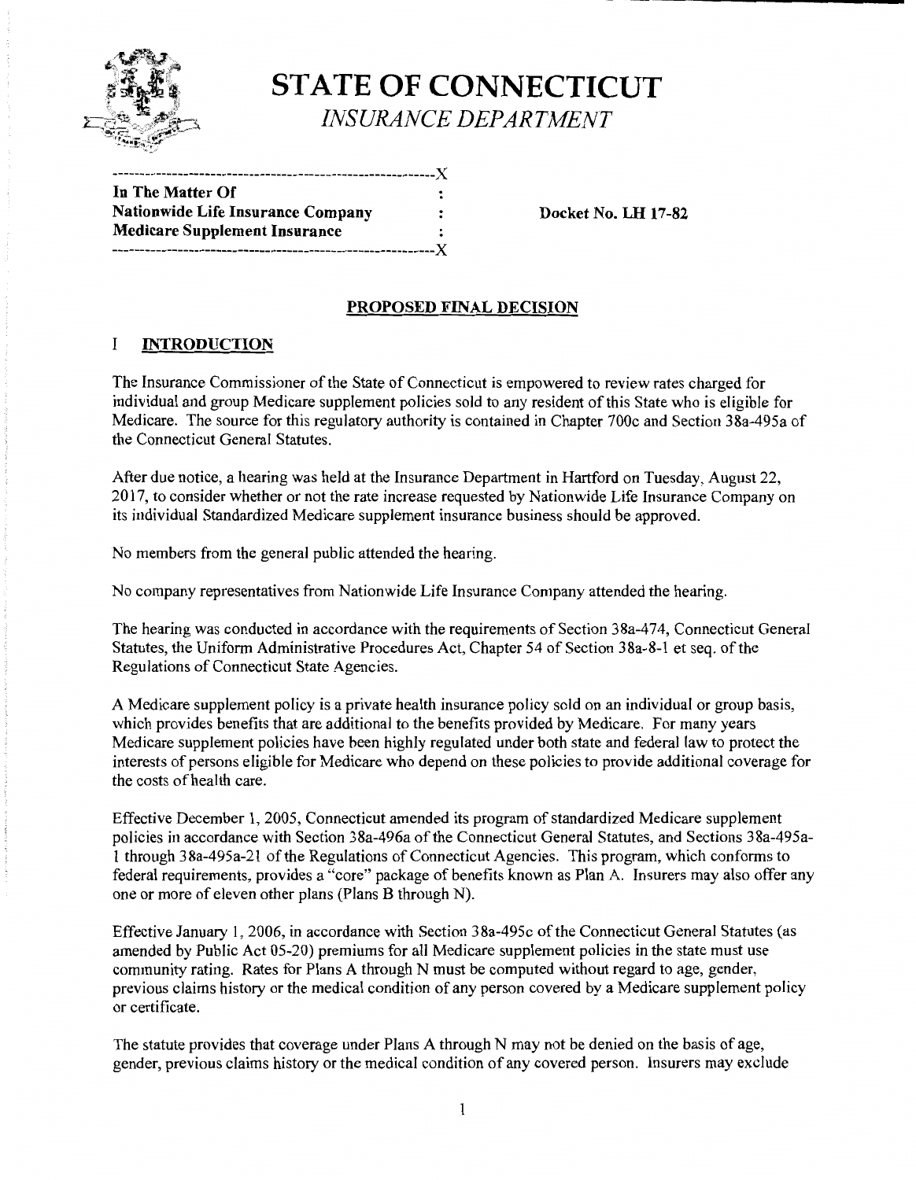# STATE OF CONNECTICUT

*INSURANCE DEPARTMENT*

```
-----------------------------------------------------------X
In The Matter Of                                :
Nationwide Life Insurance Company               :
Medicare Supplement Insurance                   :
-----------------------------------------------------------X
```

**In The Matter Of**
**Nationwide Life Insurance Company**
**Medicare Supplement Insurance**

**Docket No. LH 17-82**

## PROPOSED FINAL DECISION

### I INTRODUCTION

The Insurance Commissioner of the State of Connecticut is empowered to review rates charged for individual and group Medicare supplement policies sold to any resident of this State who is eligible for Medicare. The source for this regulatory authority is contained in Chapter 700c and Section 38a-495a of the Connecticut General Statutes.

After due notice, a hearing was held at the Insurance Department in Hartford on Tuesday, August 22, 2017, to consider whether or not the rate increase requested by Nationwide Life Insurance Company on its individual Standardized Medicare supplement insurance business should be approved.

No members from the general public attended the hearing.

No company representatives from Nationwide Life Insurance Company attended the hearing.

The hearing was conducted in accordance with the requirements of Section 38a-474, Connecticut General Statutes, the Uniform Administrative Procedures Act, Chapter 54 of Section 38a-8-1 et seq. of the Regulations of Connecticut State Agencies.

A Medicare supplement policy is a private health insurance policy sold on an individual or group basis, which provides benefits that are additional to the benefits provided by Medicare. For many years Medicare supplement policies have been highly regulated under both state and federal law to protect the interests of persons eligible for Medicare who depend on these policies to provide additional coverage for the costs of health care.

Effective December 1, 2005, Connecticut amended its program of standardized Medicare supplement policies in accordance with Section 38a-496a of the Connecticut General Statutes, and Sections 38a-495a-1 through 38a-495a-21 of the Regulations of Connecticut Agencies. This program, which conforms to federal requirements, provides a "core" package of benefits known as Plan A. Insurers may also offer any one or more of eleven other plans (Plans B through N).

Effective January 1, 2006, in accordance with Section 38a-495c of the Connecticut General Statutes (as amended by Public Act 05-20) premiums for all Medicare supplement policies in the state must use community rating. Rates for Plans A through N must be computed without regard to age, gender, previous claims history or the medical condition of any person covered by a Medicare supplement policy or certificate.

The statute provides that coverage under Plans A through N may not be denied on the basis of age, gender, previous claims history or the medical condition of any covered person. Insurers may exclude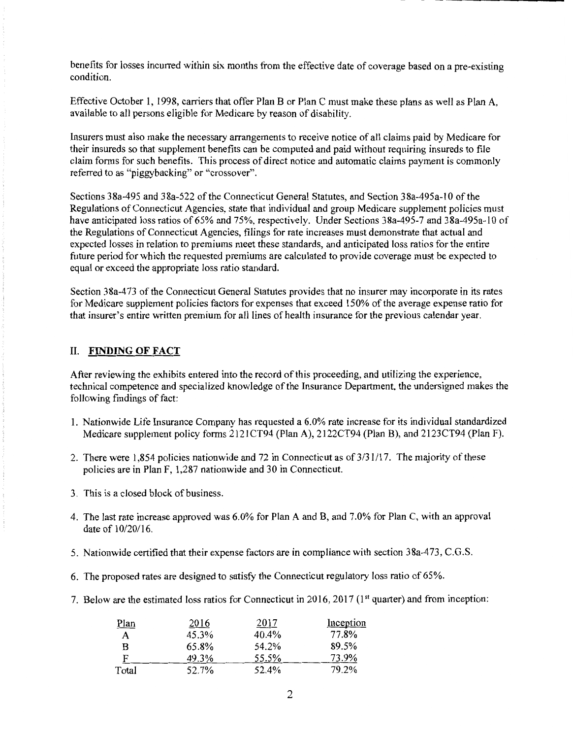benefits for losses incurred within six months from the effective date of coverage based on a pre-existing condition.

Effective October 1, 1998, carriers that offer Plan B or Plan C must make these plans as well as Plan A, available to all persons eligible for Medicare by reason of disability.

Insurers must also make the necessary arrangements to receive notice of all claims paid by Medicare for their insureds so that supplement benefits can be computed and paid without requiring insureds to file claim forms for such benefits. This process of direct notice and automatic claims payment is commonly referred to as "piggybacking" or "crossover".

Sections 38a-495 and 38a-522 of the Connecticut General Statutes, and Section 38a-495a-10 of the Regulations of Connecticut Agencies, state that individual and group Medicare supplement policies must have anticipated loss ratios of 65% and 75%, respectively. Under Sections 38a-495-7 and 38a-495a-10 of the Regulations of Connecticut Agencies, filings for rate increases must demonstrate that actual and expected losses in relation to premiums meet these standards, and anticipated loss ratios for the entire future period for which the requested premiums are calculated to provide coverage must be expected to equal or exceed the appropriate loss ratio standard.

Section 38a-473 of the Connecticut General Statutes provides that no insurer may incorporate in its rates for Medicare supplement policies factors for expenses that exceed 150% of the average expense ratio for that insurer's entire written premium for all lines of health insurance for the previous calendar year.

## II. FINDING OF FACT

After reviewing the exhibits entered into the record of this proceeding, and utilizing the experience, technical competence and specialized knowledge of the Insurance Department, the undersigned makes the following findings of fact:

1. Nationwide Life Insurance Company has requested a 6.0% rate increase for its individual standardized Medicare supplement policy forms 2121CT94 (Plan A), 2122CT94 (Plan B), and 2123CT94 (Plan F).
2. There were 1,854 policies nationwide and 72 in Connecticut as of 3/31/17. The majority of these policies are in Plan F, 1,287 nationwide and 30 in Connecticut.
3. This is a closed block of business.
4. The last rate increase approved was 6.0% for Plan A and B, and 7.0% for Plan C, with an approval date of 10/20/16.
5. Nationwide certified that their expense factors are in compliance with section 38a-473, C.G.S.
6. The proposed rates are designed to satisfy the Connecticut regulatory loss ratio of 65%.
7. Below are the estimated loss ratios for Connecticut in 2016, 2017 (1st quarter) and from inception:

| Plan | 2016 | 2017 | Inception |
|---|---|---|---|
| A | 45.3% | 40.4% | 77.8% |
| B | 65.8% | 54.2% | 89.5% |
| F | 49.3% | 55.5% | 73.9% |
| Total | 52.7% | 52.4% | 79.2% |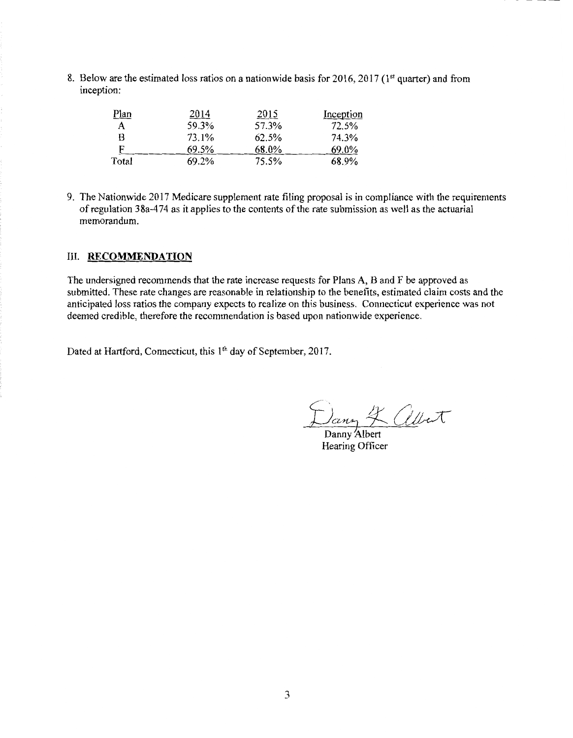8. Below are the estimated loss ratios on a nationwide basis for 2016, 2017 (1st quarter) and from inception:

| Plan | 2014 | 2015 | Inception |
|---|---|---|---|
| A | 59.3% | 57.3% | 72.5% |
| B | 73.1% | 62.5% | 74.3% |
| F | 69.5% | 68.0% | 69.0% |
| Total | 69.2% | 75.5% | 68.9% |

9. The Nationwide 2017 Medicare supplement rate filing proposal is in compliance with the requirements of regulation 38a-474 as it applies to the contents of the rate submission as well as the actuarial memorandum.

## III. **RECOMMENDATION**

The undersigned recommends that the rate increase requests for Plans A, B and F be approved as submitted. These rate changes are reasonable in relationship to the benefits, estimated claim costs and the anticipated loss ratios the company expects to realize on this business. Connecticut experience was not deemed credible, therefore the recommendation is based upon nationwide experience.

Dated at Hartford, Connecticut, this 1th day of September, 2017.

Danny Albert
Hearing Officer